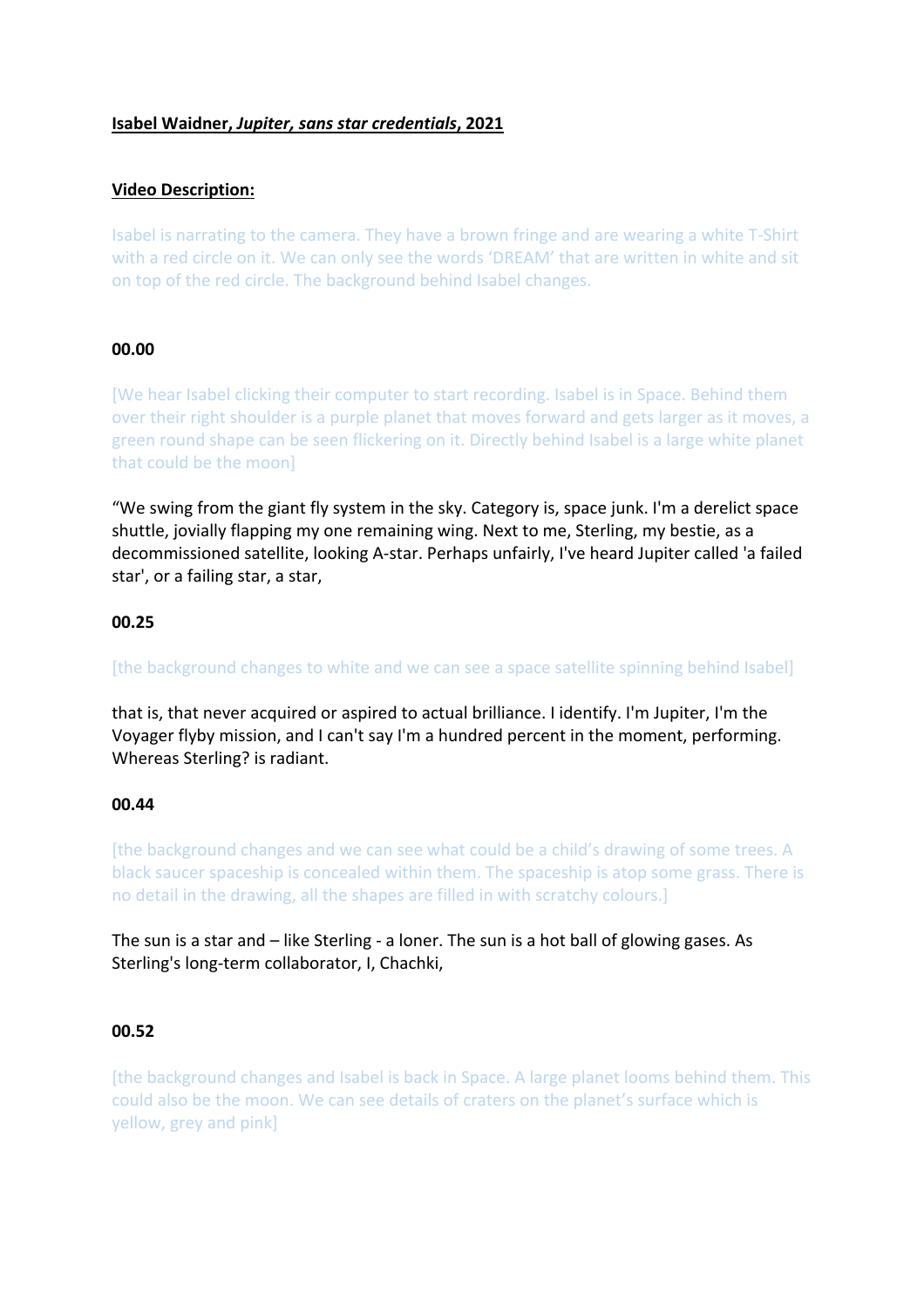**Isabel Waidner, *Jupiter, sans star credentials*, 2021**

**Video Description:**

Isabel is narrating to the camera. They have a brown fringe and are wearing a white T-Shirt with a red circle on it. We can only see the words 'DREAM' that are written in white and sit on top of the red circle. The background behind Isabel changes.

**00.00**

[We hear Isabel clicking their computer to start recording. Isabel is in Space. Behind them over their right shoulder is a purple planet that moves forward and gets larger as it moves, a green round shape can be seen flickering on it. Directly behind Isabel is a large white planet that could be the moon]

"We swing from the giant fly system in the sky. Category is, space junk. I'm a derelict space shuttle, jovially flapping my one remaining wing. Next to me, Sterling, my bestie, as a decommissioned satellite, looking A-star. Perhaps unfairly, I've heard Jupiter called 'a failed star', or a failing star, a star,

**00.25**

[the background changes to white and we can see a space satellite spinning behind Isabel]

that is, that never acquired or aspired to actual brilliance. I identify. I'm Jupiter, I'm the Voyager flyby mission, and I can't say I'm a hundred percent in the moment, performing. Whereas Sterling? is radiant.

**00.44**

[the background changes and we can see what could be a child's drawing of some trees. A black saucer spaceship is concealed within them. The spaceship is atop some grass. There is no detail in the drawing, all the shapes are filled in with scratchy colours.]

The sun is a star and – like Sterling - a loner. The sun is a hot ball of glowing gases. As Sterling's long-term collaborator, I, Chachki,

**00.52**

[the background changes and Isabel is back in Space. A large planet looms behind them. This could also be the moon. We can see details of craters on the planet's surface which is yellow, grey and pink]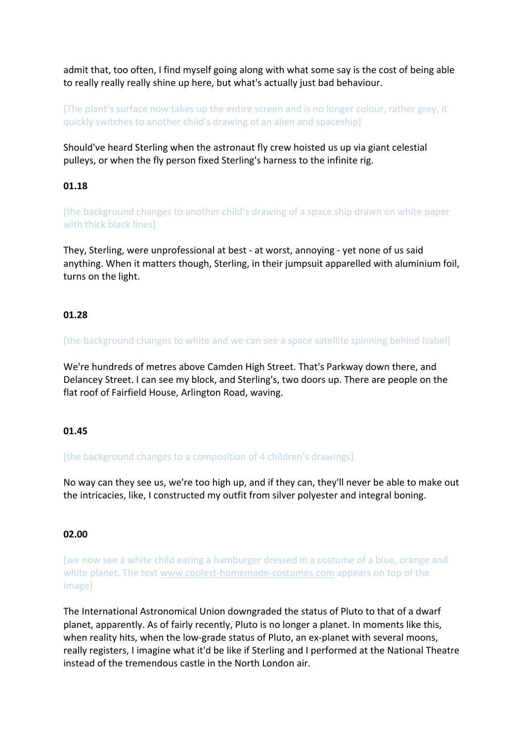admit that, too often, I find myself going along with what some say is the cost of being able to really really really shine up here, but what's actually just bad behaviour.

[The plant's surface now takes up the entire screen and is no longer colour, rather grey, it quickly switches to another child's drawing of an alien and spaceship]

Should've heard Sterling when the astronaut fly crew hoisted us up via giant celestial pulleys, or when the fly person fixed Sterling's harness to the infinite rig.

**01.18**

[the background changes to another child's drawing of a space ship drawn on white paper with thick black lines]

They, Sterling, were unprofessional at best - at worst, annoying - yet none of us said anything. When it matters though, Sterling, in their jumpsuit apparelled with aluminium foil, turns on the light.

**01.28**

[the background changes to white and we can see a space satellite spinning behind Isabel]

We're hundreds of metres above Camden High Street. That's Parkway down there, and Delancey Street. I can see my block, and Sterling's, two doors up. There are people on the flat roof of Fairfield House, Arlington Road, waving.

**01.45**

[the background changes to a composition of 4 children's drawings]

No way can they see us, we're too high up, and if they can, they'll never be able to make out the intricacies, like, I constructed my outfit from silver polyester and integral boning.

**02.00**

[we now see a white child eating a hamburger dressed in a costume of a blue, orange and white planet. The text www.coolest-homemade-costumes.com appears on top of the image]

The International Astronomical Union downgraded the status of Pluto to that of a dwarf planet, apparently. As of fairly recently, Pluto is no longer a planet. In moments like this, when reality hits, when the low-grade status of Pluto, an ex-planet with several moons, really registers, I imagine what it'd be like if Sterling and I performed at the National Theatre instead of the tremendous castle in the North London air.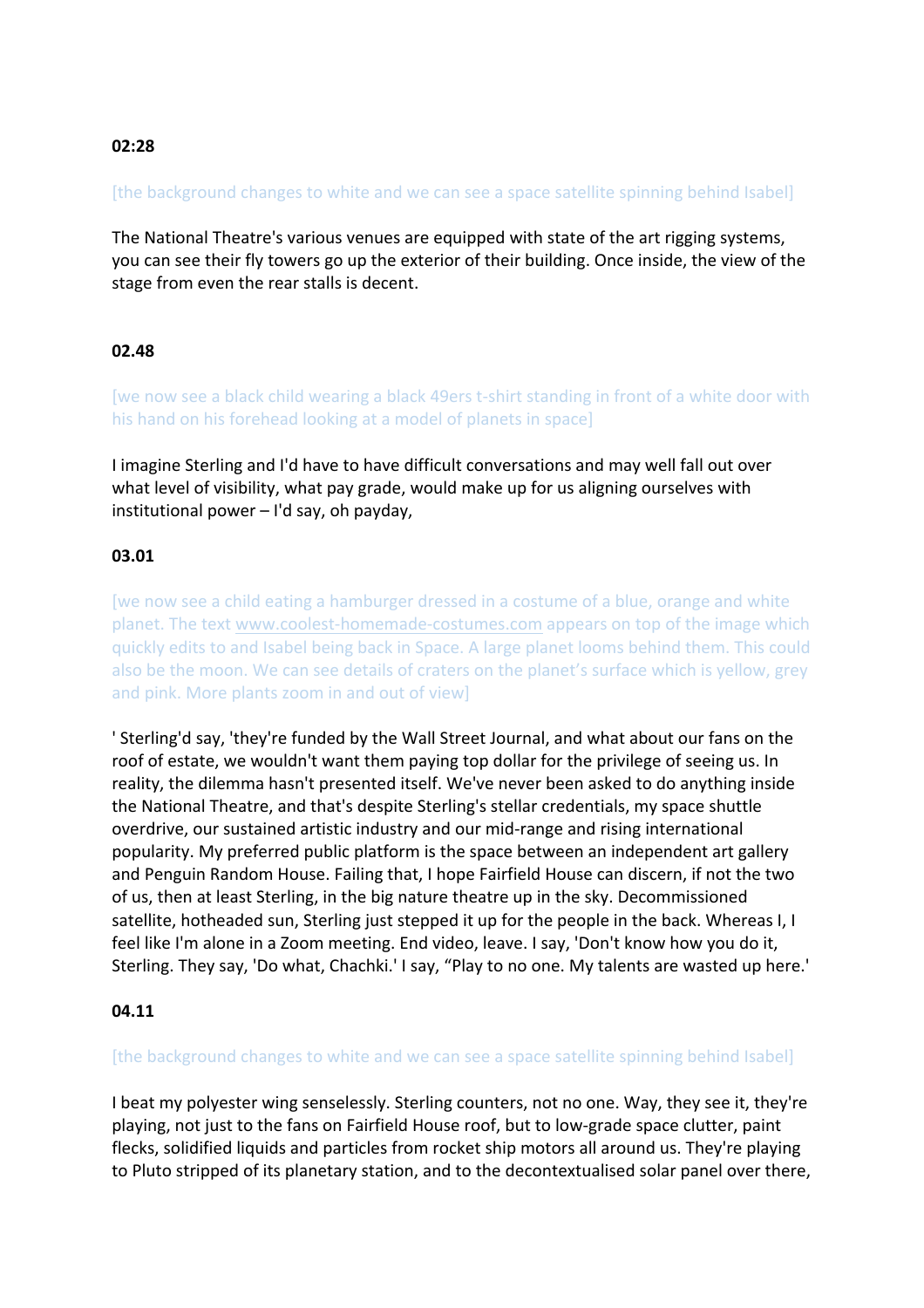**02:28**

[the background changes to white and we can see a space satellite spinning behind Isabel]

The National Theatre's various venues are equipped with state of the art rigging systems, you can see their fly towers go up the exterior of their building. Once inside, the view of the stage from even the rear stalls is decent.

**02.48**

[we now see a black child wearing a black 49ers t-shirt standing in front of a white door with his hand on his forehead looking at a model of planets in space]

I imagine Sterling and I'd have to have difficult conversations and may well fall out over what level of visibility, what pay grade, would make up for us aligning ourselves with institutional power – I'd say, oh payday,

**03.01**

[we now see a child eating a hamburger dressed in a costume of a blue, orange and white planet. The text www.coolest-homemade-costumes.com appears on top of the image which quickly edits to and Isabel being back in Space. A large planet looms behind them. This could also be the moon. We can see details of craters on the planet's surface which is yellow, grey and pink. More plants zoom in and out of view]

' Sterling'd say, 'they're funded by the Wall Street Journal, and what about our fans on the roof of estate, we wouldn't want them paying top dollar for the privilege of seeing us. In reality, the dilemma hasn't presented itself. We've never been asked to do anything inside the National Theatre, and that's despite Sterling's stellar credentials, my space shuttle overdrive, our sustained artistic industry and our mid-range and rising international popularity. My preferred public platform is the space between an independent art gallery and Penguin Random House. Failing that, I hope Fairfield House can discern, if not the two of us, then at least Sterling, in the big nature theatre up in the sky. Decommissioned satellite, hotheaded sun, Sterling just stepped it up for the people in the back. Whereas I, I feel like I'm alone in a Zoom meeting. End video, leave. I say, 'Don't know how you do it, Sterling. They say, 'Do what, Chachki.' I say, "Play to no one. My talents are wasted up here.'

**04.11**

[the background changes to white and we can see a space satellite spinning behind Isabel]

I beat my polyester wing senselessly. Sterling counters, not no one. Way, they see it, they're playing, not just to the fans on Fairfield House roof, but to low-grade space clutter, paint flecks, solidified liquids and particles from rocket ship motors all around us. They're playing to Pluto stripped of its planetary station, and to the decontextualised solar panel over there,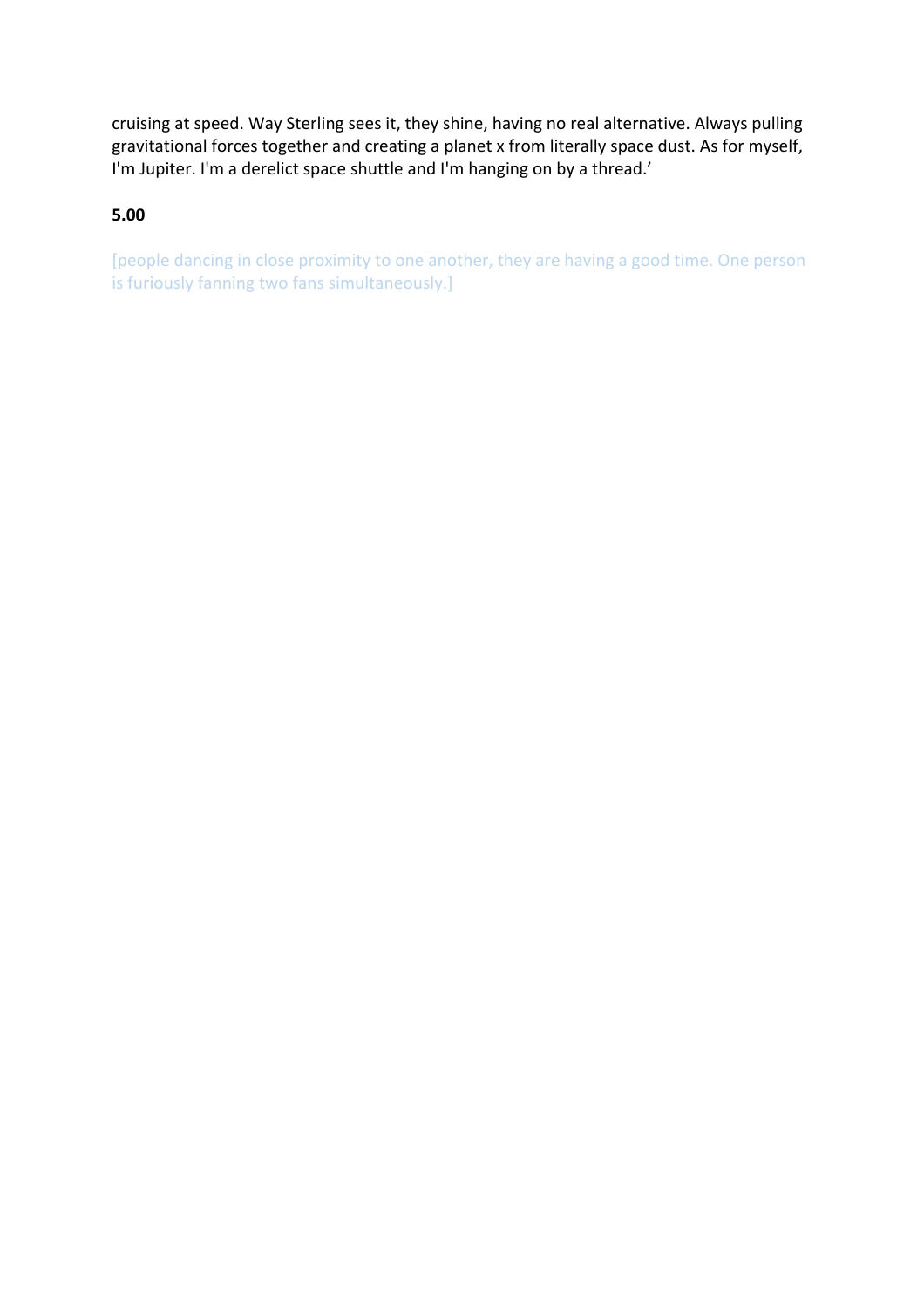cruising at speed. Way Sterling sees it, they shine, having no real alternative. Always pulling gravitational forces together and creating a planet x from literally space dust. As for myself, I'm Jupiter. I'm a derelict space shuttle and I'm hanging on by a thread.'

**5.00**

[people dancing in close proximity to one another, they are having a good time. One person is furiously fanning two fans simultaneously.]